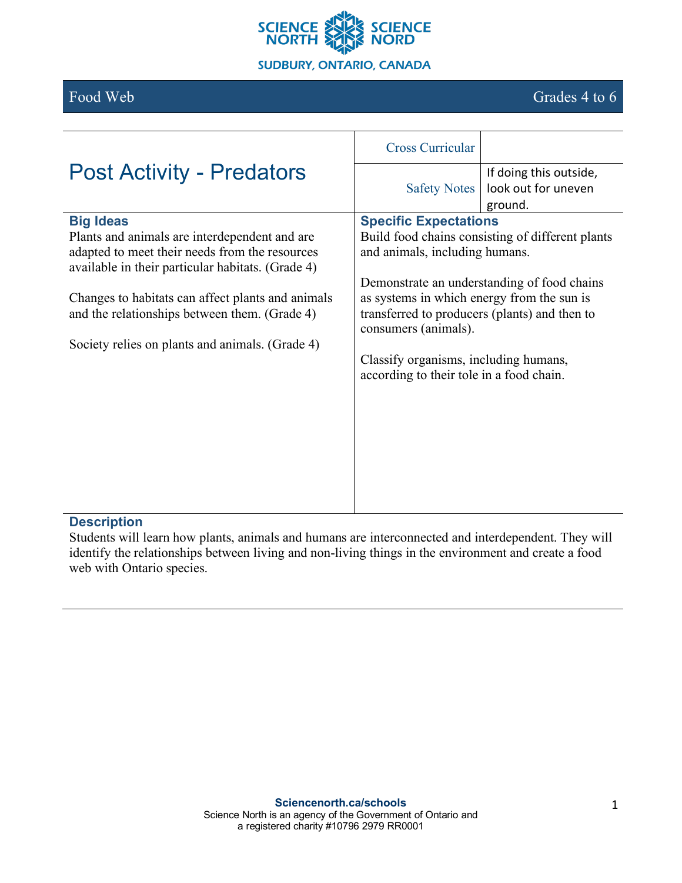SCIENCE NORTH SCIENCE NORD

SUDBURY, ONTARIO, CANADA

Food Web — Grades 4 to 6

# Post Activity - Predators

| | |
|---|---|
| Cross Curricular | |
| Safety Notes | If doing this outside, look out for uneven ground. |

### Big Ideas

Plants and animals are interdependent and are adapted to meet their needs from the resources available in their particular habitats. (Grade 4)

Changes to habitats can affect plants and animals and the relationships between them. (Grade 4)

Society relies on plants and animals. (Grade 4)

### Specific Expectations

Build food chains consisting of different plants and animals, including humans.

Demonstrate an understanding of food chains as systems in which energy from the sun is transferred to producers (plants) and then to consumers (animals).

Classify organisms, including humans, according to their tole in a food chain.

### Description

Students will learn how plants, animals and humans are interconnected and interdependent. They will identify the relationships between living and non-living things in the environment and create a food web with Ontario species.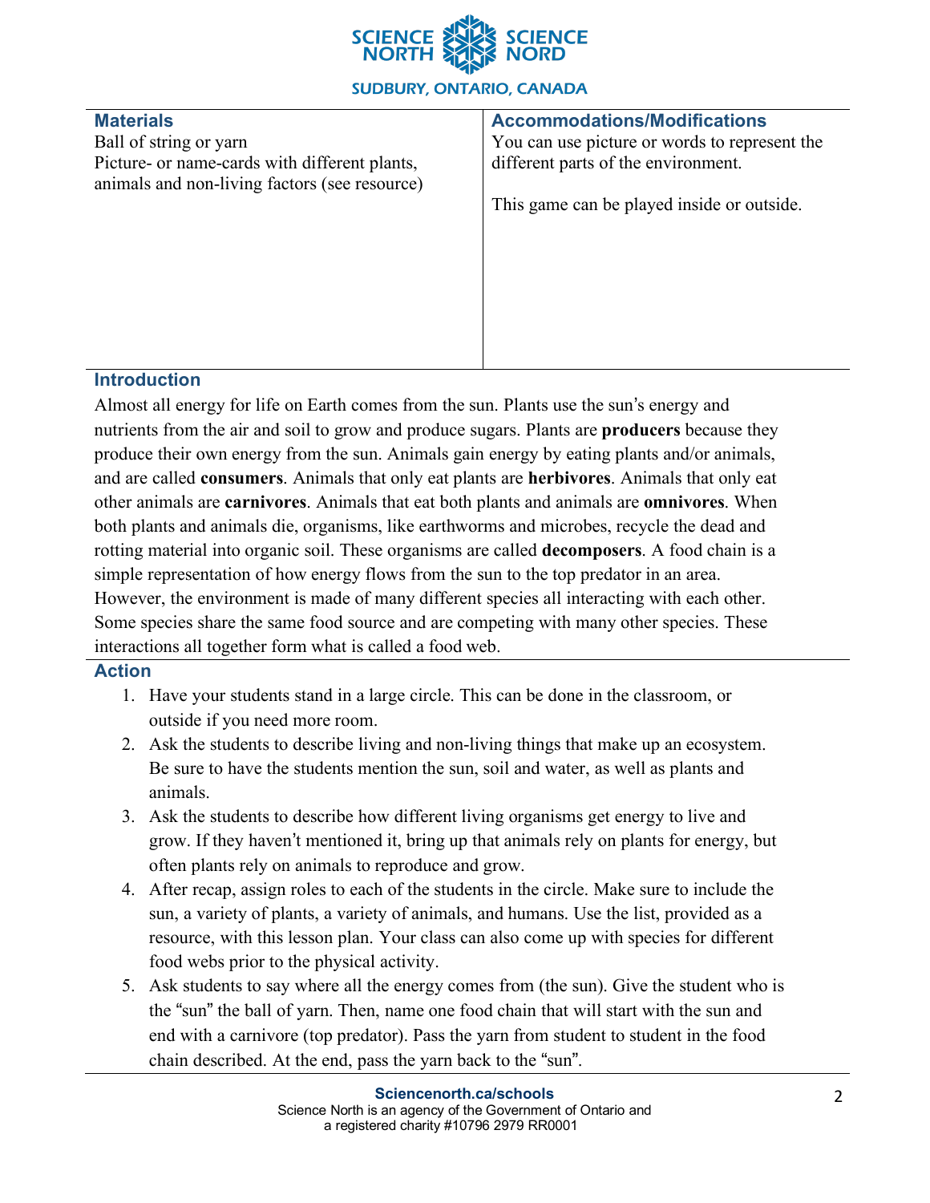| **Materials** | **Accommodations/Modifications** |
| --- | --- |
| Ball of string or yarn<br>Picture- or name-cards with different plants, animals and non-living factors (see resource) | You can use picture or words to represent the different parts of the environment.<br><br>This game can be played inside or outside. |

## Introduction

Almost all energy for life on Earth comes from the sun. Plants use the sun's energy and nutrients from the air and soil to grow and produce sugars. Plants are **producers** because they produce their own energy from the sun. Animals gain energy by eating plants and/or animals, and are called **consumers**. Animals that only eat plants are **herbivores**. Animals that only eat other animals are **carnivores**. Animals that eat both plants and animals are **omnivores**. When both plants and animals die, organisms, like earthworms and microbes, recycle the dead and rotting material into organic soil. These organisms are called **decomposers**. A food chain is a simple representation of how energy flows from the sun to the top predator in an area. However, the environment is made of many different species all interacting with each other. Some species share the same food source and are competing with many other species. These interactions all together form what is called a food web.

## Action

1. Have your students stand in a large circle. This can be done in the classroom, or outside if you need more room.
2. Ask the students to describe living and non-living things that make up an ecosystem. Be sure to have the students mention the sun, soil and water, as well as plants and animals.
3. Ask the students to describe how different living organisms get energy to live and grow. If they haven't mentioned it, bring up that animals rely on plants for energy, but often plants rely on animals to reproduce and grow.
4. After recap, assign roles to each of the students in the circle. Make sure to include the sun, a variety of plants, a variety of animals, and humans. Use the list, provided as a resource, with this lesson plan. Your class can also come up with species for different food webs prior to the physical activity.
5. Ask students to say where all the energy comes from (the sun). Give the student who is the "sun" the ball of yarn. Then, name one food chain that will start with the sun and end with a carnivore (top predator). Pass the yarn from student to student in the food chain described. At the end, pass the yarn back to the "sun".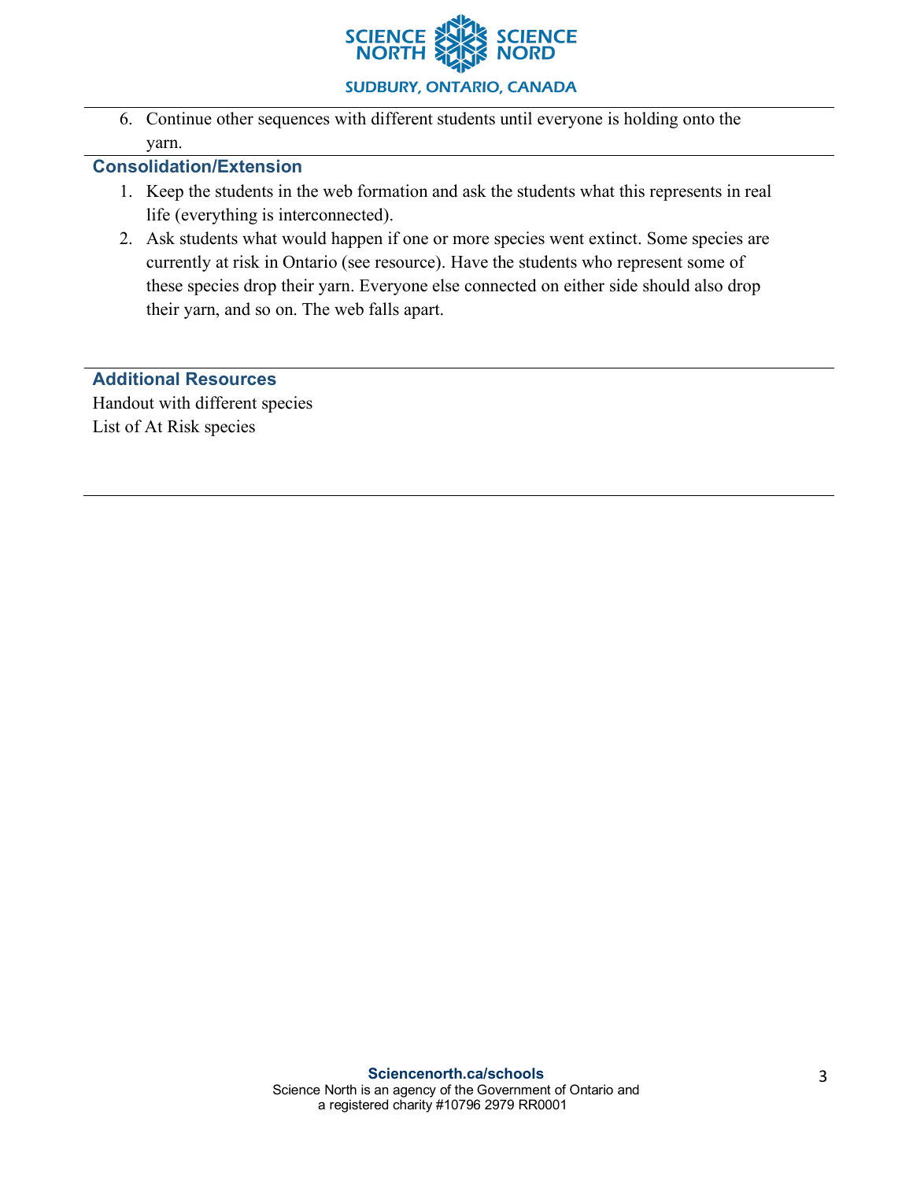6. Continue other sequences with different students until everyone is holding onto the yarn.

## Consolidation/Extension

1. Keep the students in the web formation and ask the students what this represents in real life (everything is interconnected).
2. Ask students what would happen if one or more species went extinct. Some species are currently at risk in Ontario (see resource). Have the students who represent some of these species drop their yarn. Everyone else connected on either side should also drop their yarn, and so on. The web falls apart.

## Additional Resources

Handout with different species

List of At Risk species